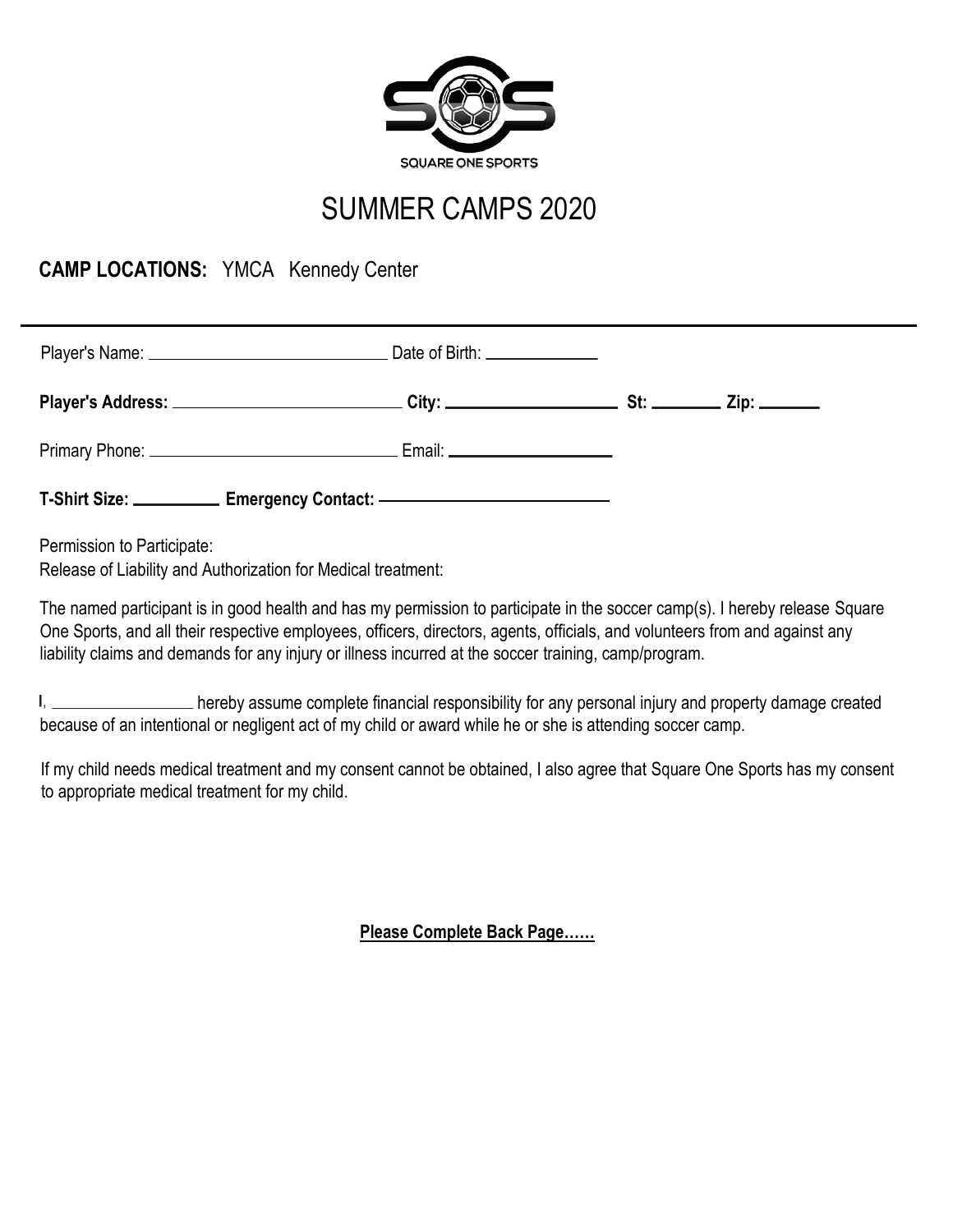SQUARE ONE SPORTS

# SUMMER CAMPS 2020

**CAMP LOCATIONS:** YMCA Kennedy Center

---

Player's Name: ____________________________ Date of Birth: _____________

**Player's Address:** __________________________ **City:** ___________________ **St:** ________ **Zip:** _______

Primary Phone: ____________________________ Email: ___________________

**T-Shirt Size:** __________ **Emergency Contact:** __________________________

Permission to Participate:
Release of Liability and Authorization for Medical treatment:

The named participant is in good health and has my permission to participate in the soccer camp(s). I hereby release Square One Sports, and all their respective employees, officers, directors, agents, officials, and volunteers from and against any liability claims and demands for any injury or illness incurred at the soccer training, camp/program.

I, _________________ hereby assume complete financial responsibility for any personal injury and property damage created because of an intentional or negligent act of my child or award while he or she is attending soccer camp.

If my child needs medical treatment and my consent cannot be obtained, I also agree that Square One Sports has my consent to appropriate medical treatment for my child.

**Please Complete Back Page……**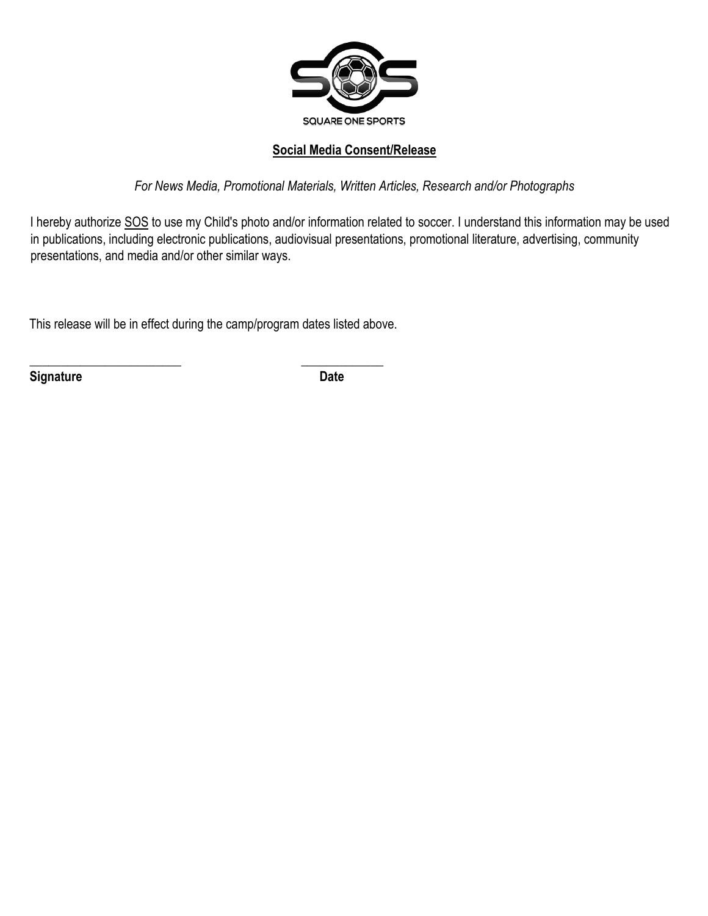SQUARE ONE SPORTS

## Social Media Consent/Release

*For News Media, Promotional Materials, Written Articles, Research and/or Photographs*

I hereby authorize SOS to use my Child's photo and/or information related to soccer. I understand this information may be used in publications, including electronic publications, audiovisual presentations, promotional literature, advertising, community presentations, and media and/or other similar ways.

This release will be in effect during the camp/program dates listed above.

________________________ _____________

**Signature** **Date**